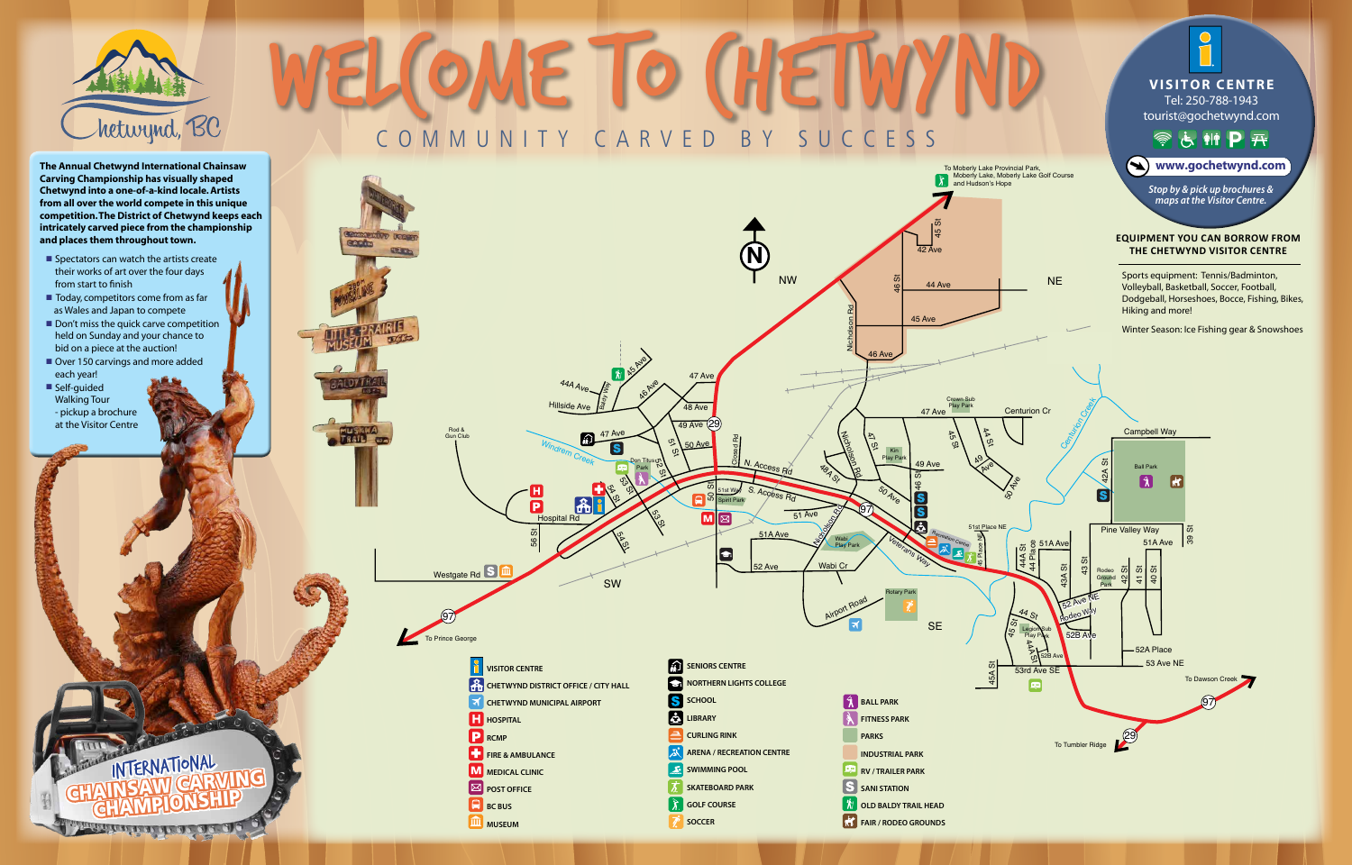# WELCOME TO CHETWYND

COMMUNITY CARVED BY SUCCESS

Chetwynd, BC

The Annual Chetwynd International Chainsaw Carving Championship has visually shaped Chetwynd into a one-of-a-kind locale. Artists from all over the world compete in this unique competition. The District of Chetwynd keeps each intricately carved piece from the championship and places them throughout town.

- Spectators can watch the artists create their works of art over the four days from start to finish
- Today, competitors come from as far as Wales and Japan to compete
- Don't miss the quick carve competition held on Sunday and your chance to bid on a piece at the auction!
- Over 150 carvings and more added each year!
- Self-guided Walking Tour - pickup a brochure at the Visitor Centre

## VISITOR CENTRE

Tel: 250-788-1943

tourist@gochetwynd.com

www.gochetwynd.com

*Stop by & pick up brochures & maps at the Visitor Centre.*

## EQUIPMENT YOU CAN BORROW FROM THE CHETWYND VISITOR CENTRE

Sports equipment: Tennis/Badminton, Volleyball, Basketball, Soccer, Football, Dodgeball, Horseshoes, Bocce, Fishing, Bikes, Hiking and more!

Winter Season: Ice Fishing gear & Snowshoes

## Legend

- VISITOR CENTRE
- CHETWYND DISTRICT OFFICE / CITY HALL
- CHETWYND MUNICIPAL AIRPORT
- HOSPITAL
- RCMP
- FIRE & AMBULANCE
- MEDICAL CLINIC
- POST OFFICE
- BC BUS
- MUSEUM
- SENIORS CENTRE
- NORTHERN LIGHTS COLLEGE
- SCHOOL
- LIBRARY
- CURLING RINK
- ARENA / RECREATION CENTRE
- SWIMMING POOL
- SKATEBOARD PARK
- GOLF COURSE
- SOCCER
- BALL PARK
- FITNESS PARK
- PARKS
- INDUSTRIAL PARK
- RV / TRAILER PARK
- SANI STATION
- OLD BALDY TRAIL HEAD
- FAIR / RODEO GROUNDS

INTERNATIONAL CHAINSAW CARVING CHAMPIONSHIP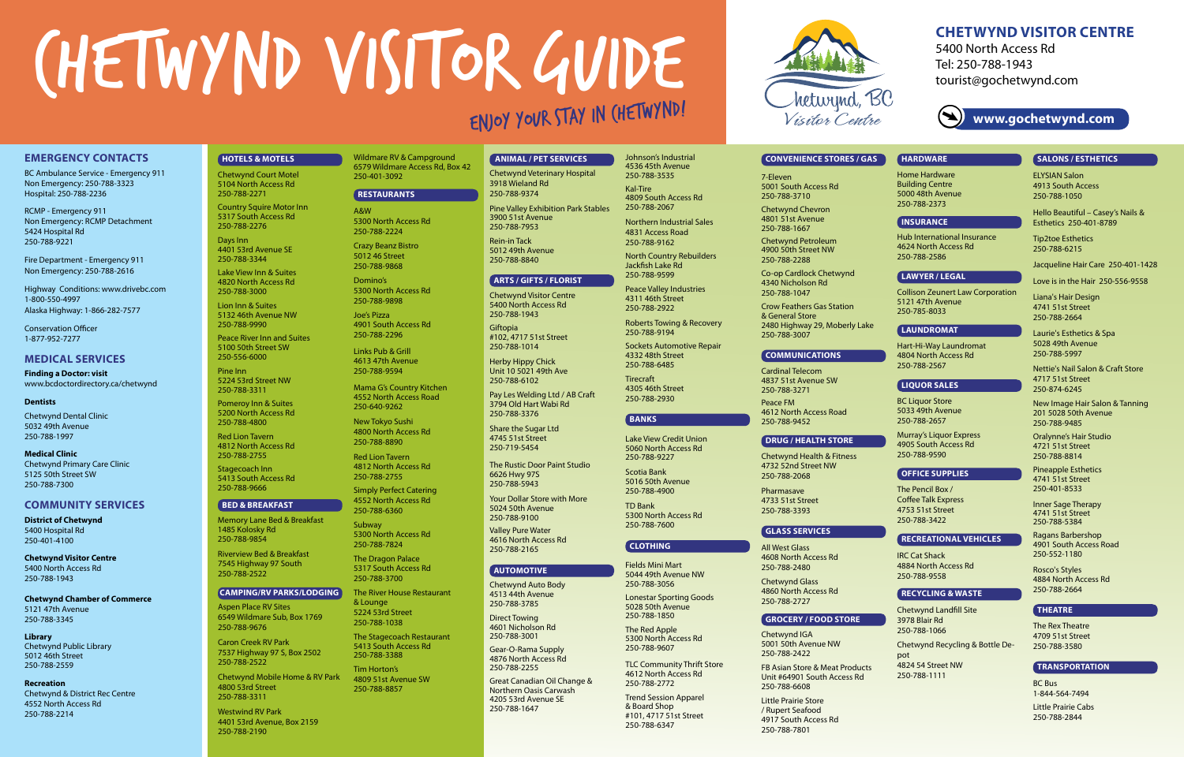# CHETWYND VISITOR GUIDE

ENJOY YOUR STAY IN CHETWYND!

Chetwynd, BC Visitor Centre

## CHETWYND VISITOR CENTRE

5400 North Access Rd
Tel: 250-788-1943
tourist@gochetwynd.com

www.gochetwynd.com

## EMERGENCY CONTACTS

BC Ambulance Service - Emergency 911
Non Emergency: 250-788-3323
Hospital: 250-788-2236

RCMP - Emergency 911
Non Emergency: RCMP Detachment
5424 Hospital Rd
250-788-9221

Fire Department - Emergency 911
Non Emergency: 250-788-2616

Highway Conditions: www.drivebc.com
1-800-550-4997
Alaska Highway: 1-866-282-7577

Conservation Officer
1-877-952-7277

## MEDICAL SERVICES

**Finding a Doctor: visit**
www.bcdoctordirectory.ca/chetwynd

**Dentists**
Chetwynd Dental Clinic
5032 49th Avenue
250-788-1997

**Medical Clinic**
Chetwynd Primary Care Clinic
5125 50th Street SW
250-788-7300

## COMMUNITY SERVICES

**District of Chetwynd**
5400 Hospital Rd
250-401-4100

**Chetwynd Visitor Centre**
5400 North Access Rd
250-788-1943

**Chetwynd Chamber of Commerce**
5121 47th Avenue
250-788-3345

**Library**
Chetwynd Public Library
5012 46th Street
250-788-2559

**Recreation**
Chetwynd & District Rec Centre
4552 North Access Rd
250-788-2214

## HOTELS & MOTELS

Chetwynd Court Motel
5104 North Access Rd
250-788-2271

Country Squire Motor Inn
5317 South Access Rd
250-788-2276

Days Inn
4401 53rd Avenue SE
250-788-3344

Lake View Inn & Suites
4820 North Access Rd
250-788-3000

Lion Inn & Suites
5132 46th Avenue NW
250-788-9990

Peace River Inn and Suites
5100 50th Street SW
250-556-6000

Pine Inn
5224 53rd Street NW
250-788-3311

Pomeroy Inn & Suites
5200 North Access Rd
250-788-4800

Red Lion Tavern
4812 North Access Rd
250-788-2755

Stagecoach Inn
5413 South Access Rd
250-788-9666

## BED & BREAKFAST

Memory Lane Bed & Breakfast
1485 Kolosky Rd
250-788-9854

Riverview Bed & Breakfast
7545 Highway 97 South
250-788-2522

## CAMPING/RV PARKS/LODGING

Aspen Place RV Sites
6549 Wildmare Sub, Box 1769
250-788-9676

Caron Creek RV Park
7537 Highway 97 S, Box 2502
250-788-2522

Chetwynd Mobile Home & RV Park
4800 53rd Street
250-788-3311

Westwind RV Park
4401 53rd Avenue, Box 2159
250-788-2190

Wildmare RV & Campground
6579 Wildmare Access Rd, Box 42
250-401-3092

## RESTAURANTS

A&W
5300 North Access Rd
250-788-2224

Crazy Beanz Bistro
5012 46 Street
250-788-9868

Domino's
5300 North Access Rd
250-788-9898

Joe's Pizza
4901 South Access Rd
250-788-2296

Links Pub & Grill
4613 47th Avenue
250-788-9594

Mama G's Country Kitchen
4552 North Access Road
250-640-9262

New Tokyo Sushi
4800 North Access Rd
250-788-8890

Red Lion Tavern
4812 North Access Rd
250-788-2755

Simply Perfect Catering
4552 North Access Rd
250-788-6360

Subway
5300 North Access Rd
250-788-7824

The Dragon Palace
5317 South Access Rd
250-788-3700

The River House Restaurant & Lounge
5224 53rd Street
250-788-1038

The Stagecoach Restaurant
5413 South Access Rd
250-788-3388

Tim Horton's
4809 51st Avenue SW
250-788-8857

## ANIMAL / PET SERVICES

Chetwynd Veterinary Hospital
3918 Wieland Rd
250-788-9374

Pine Valley Exhibition Park Stables
3900 51st Avenue
250-788-7953

Rein-in Tack
5012 49th Avenue
250-788-8840

## ARTS / GIFTS / FLORIST

Chetwynd Visitor Centre
5400 North Access Rd
250-788-1943

Giftopia
#102, 4717 51st Street
250-788-1014

Herby Hippy Chick
Unit 10 5021 49th Ave
250-788-6102

Pay Les Welding Ltd / AB Craft
3794 Old Hart Wabi Rd
250-788-3376

Share the Sugar Ltd
4745 51st Street
250-719-5454

The Rustic Door Paint Studio
6626 Hwy 975
250-788-5943

Your Dollar Store with More
5024 50th Avenue
250-788-9100

Valley Pure Water
4616 North Access Rd
250-788-2165

## AUTOMOTIVE

Chetwynd Auto Body
4513 44th Avenue
250-788-3785

Direct Towing
4601 Nicholson Rd
250-788-3001

Gear-O-Rama Supply
4876 North Access Rd
250-788-2255

Great Canadian Oil Change & Northern Oasis Carwash
4205 53rd Avenue SE
250-788-1647

Johnson's Industrial
4536 45th Avenue
250-788-3535

Kal-Tire
4809 South Access Rd
250-788-2067

Northern Industrial Sales
4831 Access Road
250-788-9162

North Country Rebuilders
Jackfish Lake Rd
250-788-9599

Peace Valley Industries
4311 46th Street
250-788-2922

Roberts Towing & Recovery
250-788-9194

Sockets Automotive Repair
4332 48th Street
250-788-6485

Tirecraft
4305 46th Street
250-788-2930

## BANKS

Lake View Credit Union
5060 North Access Rd
250-788-9227

Scotia Bank
5016 50th Avenue
250-788-4900

TD Bank
5300 North Access Rd
250-788-7600

## CLOTHING

Fields Mini Mart
5044 49th Avenue NW
250-788-3056

Lonestar Sporting Goods
5028 50th Avenue
250-788-1850

The Red Apple
5300 North Access Rd
250-788-9607

TLC Community Thrift Store
4612 North Access Rd
250-788-2772

Trend Session Apparel & Board Shop
#101, 4717 51st Street
250-788-6347

## CONVENIENCE STORES / GAS

7-Eleven
5001 South Access Rd
250-788-3710

Chetwynd Chevron
4801 51st Avenue
250-788-1667

Chetwynd Petroleum
4900 50th Street NW
250-788-2288

Co-op Cardlock Chetwynd
4340 Nicholson Rd
250-788-1047

Crow Feathers Gas Station & General Store
2480 Highway 29, Moberly Lake
250-788-3007

## COMMUNICATIONS

Cardinal Telecom
4837 51st Avenue SW
250-788-3271

Peace FM
4612 North Access Road
250-788-9452

## DRUG / HEALTH STORE

Chetwynd Health & Fitness
4732 52nd Street NW
250-788-2068

Pharmasave
4733 51st Street
250-788-3393

## GLASS SERVICES

All West Glass
4608 North Access Rd
250-788-2480

Chetwynd Glass
4860 North Access Rd
250-788-2727

## GROCERY / FOOD STORE

Chetwynd IGA
5001 50th Avenue NW
250-788-2422

FB Asian Store & Meat Products
Unit #64901 South Access Rd
250-788-6608

Little Prairie Store / Rupert Seafood
4917 South Access Rd
250-788-7801

## HARDWARE

Home Hardware Building Centre
5000 48th Avenue
250-788-2373

## INSURANCE

Hub International Insurance
4624 North Access Rd
250-788-2586

## LAWYER / LEGAL

Collison Zeunert Law Corporation
5121 47th Avenue
250-785-8033

## LAUNDROMAT

Hart-Hi-Way Laundromat
4804 North Access Rd
250-788-2567

## LIQUOR SALES

BC Liquor Store
5033 49th Avenue
250-788-2657

Murray's Liquor Express
4905 South Access Rd
250-788-9590

## OFFICE SUPPLIES

The Pencil Box / Coffee Talk Express
4753 51st Street
250-788-3422

## RECREATIONAL VEHICLES

IRC Cat Shack
4884 North Access Rd
250-788-9558

## RECYCLING & WASTE

Chetwynd Landfill Site
3978 Blair Rd
250-788-1066

Chetwynd Recycling & Bottle Depot
4824 54 Street NW
250-788-1111

## SALONS / ESTHETICS

ELYSIAN Salon
4913 South Access
250-788-1050

Hello Beautiful – Casey's Nails & Esthetics 250-401-8789

Tip2toe Esthetics
250-788-6215

Jacqueline Hair Care 250-401-1428

Love is in the Hair 250-556-9558

Liana's Hair Design
4741 51st Street
250-788-2664

Laurie's Esthetics & Spa
5028 49th Avenue
250-788-5997

Nettie's Nail Salon & Craft Store
4717 51st Street
250-874-6245

New Image Hair Salon & Tanning
201 5028 50th Avenue
250-788-9485

Oralynne's Hair Studio
4721 51st Street
250-788-8814

Pineapple Esthetics
4741 51st Street
250-401-8533

Inner Sage Therapy
4741 51st Street
250-788-5384

Ragans Barbershop
4901 South Access Road
250-552-1180

Rosco's Styles
4884 North Access Rd
250-788-2664

## THEATRE

The Rex Theatre
4709 51st Street
250-788-3580

## TRANSPORTATION

BC Bus
1-844-564-7494

Little Prairie Cabs
250-788-2844